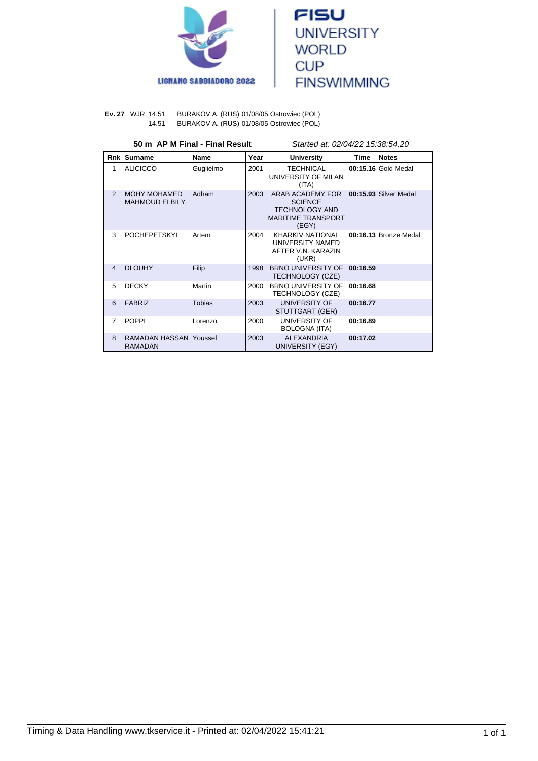LIGNANO SABBIADORO 2022

# FISU UNIVERSITY WORLD CUP FINSWIMMING

**Ev. 27** WJR 14.51 BURAKOV A. (RUS) 01/08/05 Ostrowiec (POL)
14.51 BURAKOV A. (RUS) 01/08/05 Ostrowiec (POL)

**50 m AP M Final - Final Result** *Started at: 02/04/22 15:38:54.20*

| Rnk | Surname | Name | Year | University | Time | Notes |
|---|---|---|---|---|---|---|
| 1 | ALICICCO | Guglielmo | 2001 | TECHNICAL UNIVERSITY OF MILAN (ITA) | **00:15.16** | Gold Medal |
| 2 | MOHY MOHAMED MAHMOUD ELBILY | Adham | 2003 | ARAB ACADEMY FOR SCIENCE TECHNOLOGY AND MARITIME TRANSPORT (EGY) | **00:15.93** | Silver Medal |
| 3 | POCHEPETSKYI | Artem | 2004 | KHARKIV NATIONAL UNIVERSITY NAMED AFTER V.N. KARAZIN (UKR) | **00:16.13** | Bronze Medal |
| 4 | DLOUHY | Filip | 1998 | BRNO UNIVERSITY OF TECHNOLOGY (CZE) | **00:16.59** | |
| 5 | DECKY | Martin | 2000 | BRNO UNIVERSITY OF TECHNOLOGY (CZE) | **00:16.68** | |
| 6 | FABRIZ | Tobias | 2003 | UNIVERSITY OF STUTTGART (GER) | **00:16.77** | |
| 7 | POPPI | Lorenzo | 2000 | UNIVERSITY OF BOLOGNA (ITA) | **00:16.89** | |
| 8 | RAMADAN HASSAN RAMADAN | Youssef | 2003 | ALEXANDRIA UNIVERSITY (EGY) | **00:17.02** | |

Timing & Data Handling www.tkservice.it - Printed at: 02/04/2022 15:41:21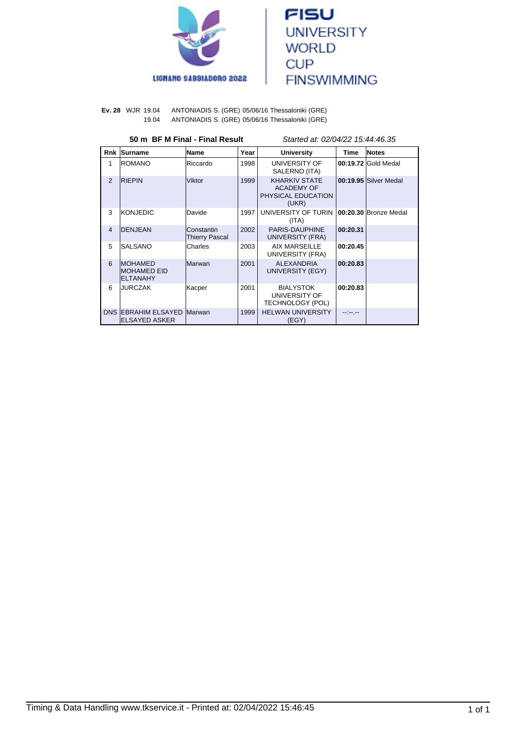LIGNANO SABBIADORO 2022

FISU UNIVERSITY WORLD CUP FINSWIMMING

**Ev. 28** WJR 19.04 ANTONIADIS S. (GRE) 05/06/16 Thessaloniki (GRE)
19.04 ANTONIADIS S. (GRE) 05/06/16 Thessaloniki (GRE)

**50 m BF M Final - Final Result** *Started at: 02/04/22 15:44:46.35*

| Rnk | Surname | Name | Year | University | Time | Notes |
|---|---|---|---|---|---|---|
| 1 | ROMANO | Riccardo | 1998 | UNIVERSITY OF SALERNO (ITA) | **00:19.72** | Gold Medal |
| 2 | RIEPIN | Viktor | 1999 | KHARKIV STATE ACADEMY OF PHYSICAL EDUCATION (UKR) | **00:19.95** | Silver Medal |
| 3 | KONJEDIC | Davide | 1997 | UNIVERSITY OF TURIN (ITA) | **00:20.30** | Bronze Medal |
| 4 | DENJEAN | Constantin Thierry Pascal | 2002 | PARIS-DAUPHINE UNIVERSITY (FRA) | **00:20.31** | |
| 5 | SALSANO | Charles | 2003 | AIX MARSEILLE UNIVERSITY (FRA) | **00:20.45** | |
| 6 | MOHAMED MOHAMED EID ELTANAHY | Marwan | 2001 | ALEXANDRIA UNIVERSITY (EGY) | **00:20.83** | |
| 6 | JURCZAK | Kacper | 2001 | BIALYSTOK UNIVERSITY OF TECHNOLOGY (POL) | **00:20.83** | |
| DNS | EBRAHIM ELSAYED ELSAYED ASKER | Marwan | 1999 | HELWAN UNIVERSITY (EGY) | --:--.-- | |

Timing & Data Handling www.tkservice.it - Printed at: 02/04/2022 15:46:45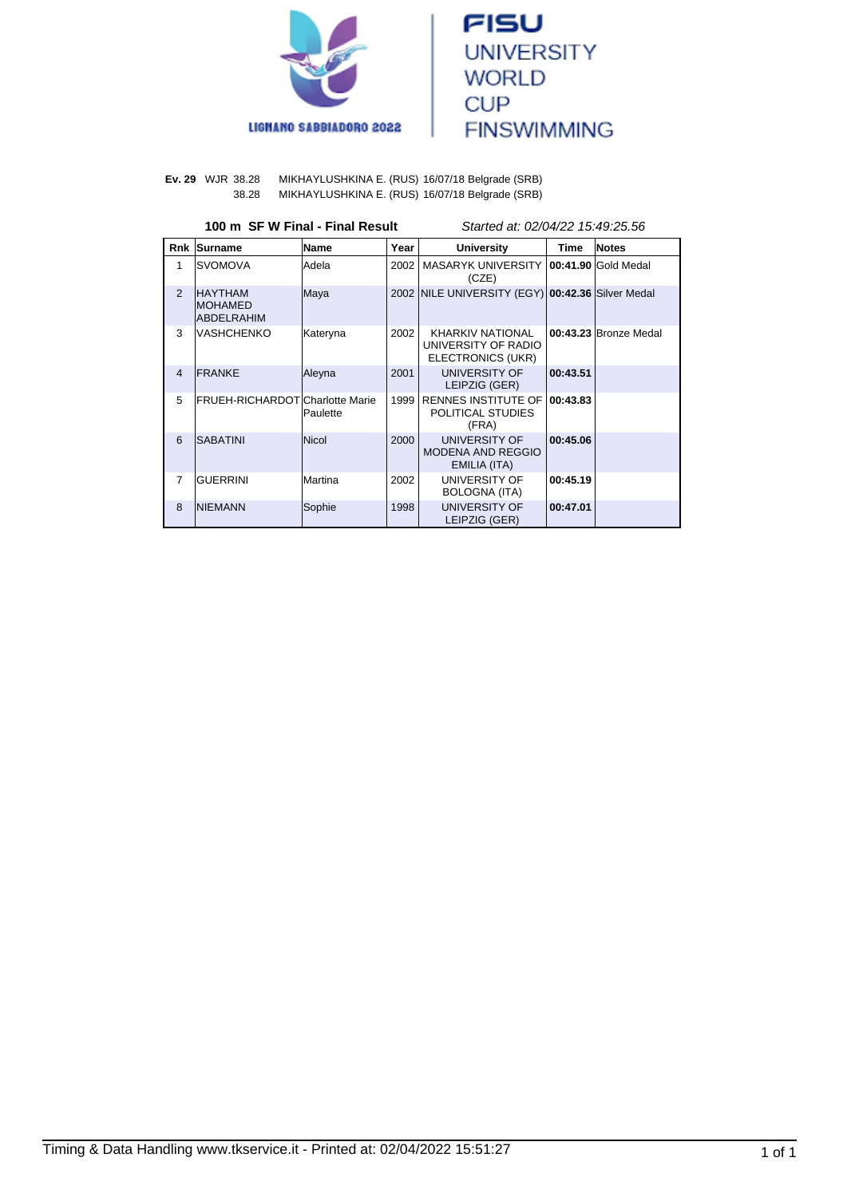LIGNANO SABBIADORO 2022

# FISU UNIVERSITY WORLD CUP FINSWIMMING

**Ev. 29** WJR 38.28 MIKHAYLUSHKINA E. (RUS) 16/07/18 Belgrade (SRB)
38.28 MIKHAYLUSHKINA E. (RUS) 16/07/18 Belgrade (SRB)

**100 m SF W Final - Final Result** *Started at: 02/04/22 15:49:25.56*

| Rnk | Surname | Name | Year | University | Time | Notes |
|---|---|---|---|---|---|---|
| 1 | SVOMOVA | Adela | 2002 | MASARYK UNIVERSITY (CZE) | **00:41.90** | Gold Medal |
| 2 | HAYTHAM MOHAMED ABDELRAHIM | Maya | 2002 | NILE UNIVERSITY (EGY) | **00:42.36** | Silver Medal |
| 3 | VASHCHENKO | Kateryna | 2002 | KHARKIV NATIONAL UNIVERSITY OF RADIO ELECTRONICS (UKR) | **00:43.23** | Bronze Medal |
| 4 | FRANKE | Aleyna | 2001 | UNIVERSITY OF LEIPZIG (GER) | **00:43.51** | |
| 5 | FRUEH-RICHARDOT | Charlotte Marie Paulette | 1999 | RENNES INSTITUTE OF POLITICAL STUDIES (FRA) | **00:43.83** | |
| 6 | SABATINI | Nicol | 2000 | UNIVERSITY OF MODENA AND REGGIO EMILIA (ITA) | **00:45.06** | |
| 7 | GUERRINI | Martina | 2002 | UNIVERSITY OF BOLOGNA (ITA) | **00:45.19** | |
| 8 | NIEMANN | Sophie | 1998 | UNIVERSITY OF LEIPZIG (GER) | **00:47.01** | |

Timing & Data Handling www.tkservice.it - Printed at: 02/04/2022 15:51:27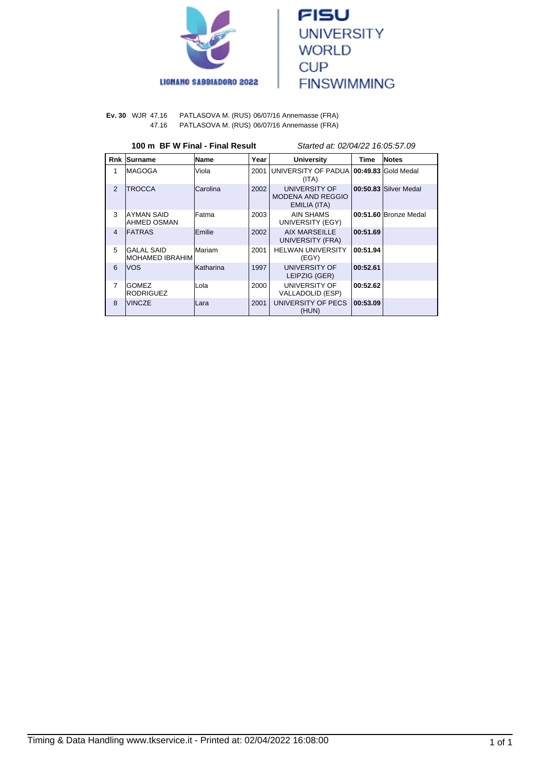LIGNANO SABBIADORO 2022

FISU UNIVERSITY WORLD CUP FINSWIMMING

**Ev. 30** WJR 47.16 PATLASOVA M. (RUS) 06/07/16 Annemasse (FRA)

47.16 PATLASOVA M. (RUS) 06/07/16 Annemasse (FRA)

**100 m BF W Final - Final Result** *Started at: 02/04/22 16:05:57.09*

| Rnk | Surname | Name | Year | University | Time | Notes |
|---|---|---|---|---|---|---|
| 1 | MAGOGA | Viola | 2001 | UNIVERSITY OF PADUA (ITA) | **00:49.83** | Gold Medal |
| 2 | TROCCA | Carolina | 2002 | UNIVERSITY OF MODENA AND REGGIO EMILIA (ITA) | **00:50.83** | Silver Medal |
| 3 | AYMAN SAID AHMED OSMAN | Fatma | 2003 | AIN SHAMS UNIVERSITY (EGY) | **00:51.60** | Bronze Medal |
| 4 | FATRAS | Emilie | 2002 | AIX MARSEILLE UNIVERSITY (FRA) | **00:51.69** | |
| 5 | GALAL SAID MOHAMED IBRAHIM | Mariam | 2001 | HELWAN UNIVERSITY (EGY) | **00:51.94** | |
| 6 | VOS | Katharina | 1997 | UNIVERSITY OF LEIPZIG (GER) | **00:52.61** | |
| 7 | GOMEZ RODRIGUEZ | Lola | 2000 | UNIVERSITY OF VALLADOLID (ESP) | **00:52.62** | |
| 8 | VINCZE | Lara | 2001 | UNIVERSITY OF PECS (HUN) | **00:53.09** | |

Timing & Data Handling www.tkservice.it - Printed at: 02/04/2022 16:08:00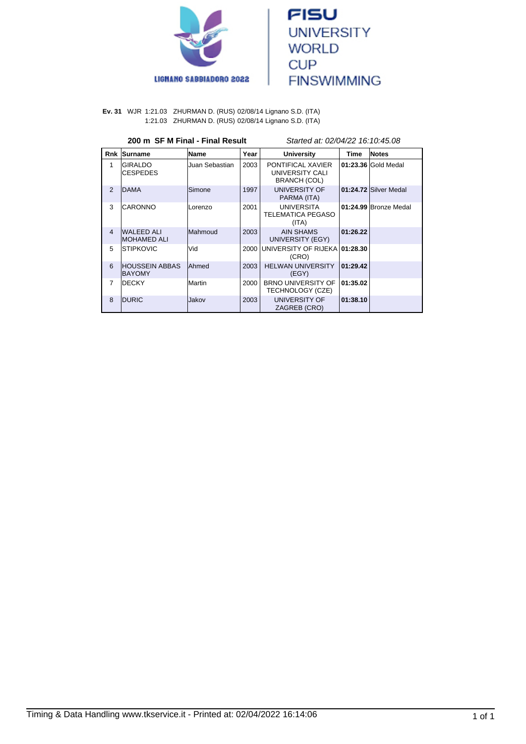LIGNANO SABBIADORO 2022

FISU UNIVERSITY WORLD CUP FINSWIMMING

**Ev. 31** WJR 1:21.03 ZHURMAN D. (RUS) 02/08/14 Lignano S.D. (ITA)
1:21.03 ZHURMAN D. (RUS) 02/08/14 Lignano S.D. (ITA)

**200 m SF M Final - Final Result** *Started at: 02/04/22 16:10:45.08*

| Rnk | Surname | Name | Year | University | Time | Notes |
|---|---|---|---|---|---|---|
| 1 | GIRALDO CESPEDES | Juan Sebastian | 2003 | PONTIFICAL XAVIER UNIVERSITY CALI BRANCH (COL) | **01:23.36** | Gold Medal |
| 2 | DAMA | Simone | 1997 | UNIVERSITY OF PARMA (ITA) | **01:24.72** | Silver Medal |
| 3 | CARONNO | Lorenzo | 2001 | UNIVERSITA TELEMATICA PEGASO (ITA) | **01:24.99** | Bronze Medal |
| 4 | WALEED ALI MOHAMED ALI | Mahmoud | 2003 | AIN SHAMS UNIVERSITY (EGY) | **01:26.22** | |
| 5 | STIPKOVIC | Vid | 2000 | UNIVERSITY OF RIJEKA (CRO) | **01:28.30** | |
| 6 | HOUSSEIN ABBAS BAYOMY | Ahmed | 2003 | HELWAN UNIVERSITY (EGY) | **01:29.42** | |
| 7 | DECKY | Martin | 2000 | BRNO UNIVERSITY OF TECHNOLOGY (CZE) | **01:35.02** | |
| 8 | DURIC | Jakov | 2003 | UNIVERSITY OF ZAGREB (CRO) | **01:38.10** | |

Timing & Data Handling www.tkservice.it - Printed at: 02/04/2022 16:14:06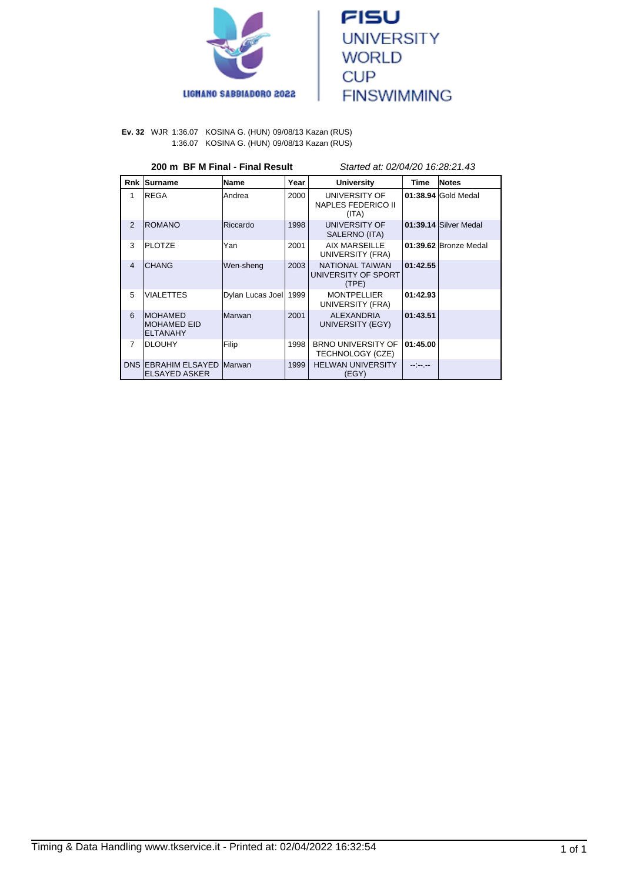LIGNANO SABBIADORO 2022

FISU UNIVERSITY WORLD CUP FINSWIMMING

**Ev. 32** WJR 1:36.07 KOSINA G. (HUN) 09/08/13 Kazan (RUS)
1:36.07 KOSINA G. (HUN) 09/08/13 Kazan (RUS)

**200 m BF M Final - Final Result** *Started at: 02/04/20 16:28:21.43*

| Rnk | Surname | Name | Year | University | Time | Notes |
|---|---|---|---|---|---|---|
| 1 | REGA | Andrea | 2000 | UNIVERSITY OF NAPLES FEDERICO II (ITA) | **01:38.94** | Gold Medal |
| 2 | ROMANO | Riccardo | 1998 | UNIVERSITY OF SALERNO (ITA) | **01:39.14** | Silver Medal |
| 3 | PLOTZE | Yan | 2001 | AIX MARSEILLE UNIVERSITY (FRA) | **01:39.62** | Bronze Medal |
| 4 | CHANG | Wen-sheng | 2003 | NATIONAL TAIWAN UNIVERSITY OF SPORT (TPE) | **01:42.55** | |
| 5 | VIALETTES | Dylan Lucas Joel | 1999 | MONTPELLIER UNIVERSITY (FRA) | **01:42.93** | |
| 6 | MOHAMED MOHAMED EID ELTANAHY | Marwan | 2001 | ALEXANDRIA UNIVERSITY (EGY) | **01:43.51** | |
| 7 | DLOUHY | Filip | 1998 | BRNO UNIVERSITY OF TECHNOLOGY (CZE) | **01:45.00** | |
| DNS | EBRAHIM ELSAYED ELSAYED ASKER | Marwan | 1999 | HELWAN UNIVERSITY (EGY) | --:--.-- | |

Timing & Data Handling www.tkservice.it - Printed at: 02/04/2022 16:32:54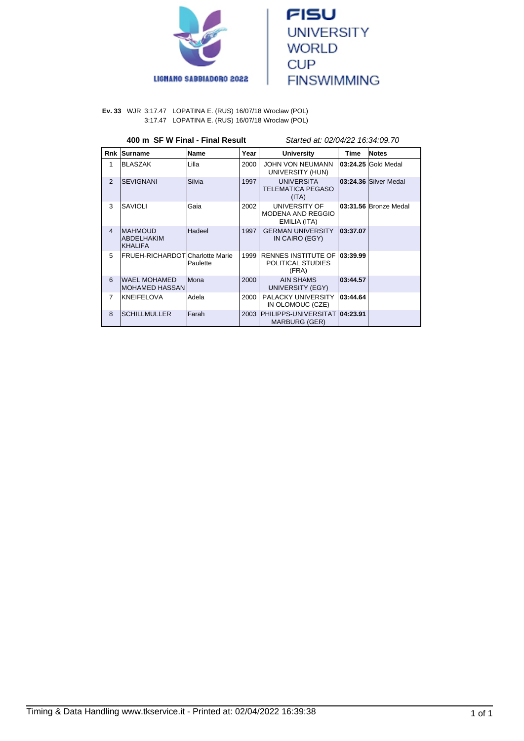LIGNANO SABBIADORO 2022

FISU UNIVERSITY WORLD CUP FINSWIMMING

**Ev. 33** WJR 3:17.47 LOPATINA E. (RUS) 16/07/18 Wroclaw (POL)
3:17.47 LOPATINA E. (RUS) 16/07/18 Wroclaw (POL)

**400 m SF W Final - Final Result** *Started at: 02/04/22 16:34:09.70*

| Rnk | Surname | Name | Year | University | Time | Notes |
|---|---|---|---|---|---|---|
| 1 | BLASZAK | Lilla | 2000 | JOHN VON NEUMANN UNIVERSITY (HUN) | **03:24.25** | Gold Medal |
| 2 | SEVIGNANI | Silvia | 1997 | UNIVERSITA TELEMATICA PEGASO (ITA) | **03:24.36** | Silver Medal |
| 3 | SAVIOLI | Gaia | 2002 | UNIVERSITY OF MODENA AND REGGIO EMILIA (ITA) | **03:31.56** | Bronze Medal |
| 4 | MAHMOUD ABDELHAKIM KHALIFA | Hadeel | 1997 | GERMAN UNIVERSITY IN CAIRO (EGY) | **03:37.07** | |
| 5 | FRUEH-RICHARDOT | Charlotte Marie Paulette | 1999 | RENNES INSTITUTE OF POLITICAL STUDIES (FRA) | **03:39.99** | |
| 6 | WAEL MOHAMED MOHAMED HASSAN | Mona | 2000 | AIN SHAMS UNIVERSITY (EGY) | **03:44.57** | |
| 7 | KNEIFELOVA | Adela | 2000 | PALACKY UNIVERSITY IN OLOMOUC (CZE) | **03:44.64** | |
| 8 | SCHILLMULLER | Farah | 2003 | PHILIPPS-UNIVERSITAT MARBURG (GER) | **04:23.91** | |

Timing & Data Handling www.tkservice.it - Printed at: 02/04/2022 16:39:38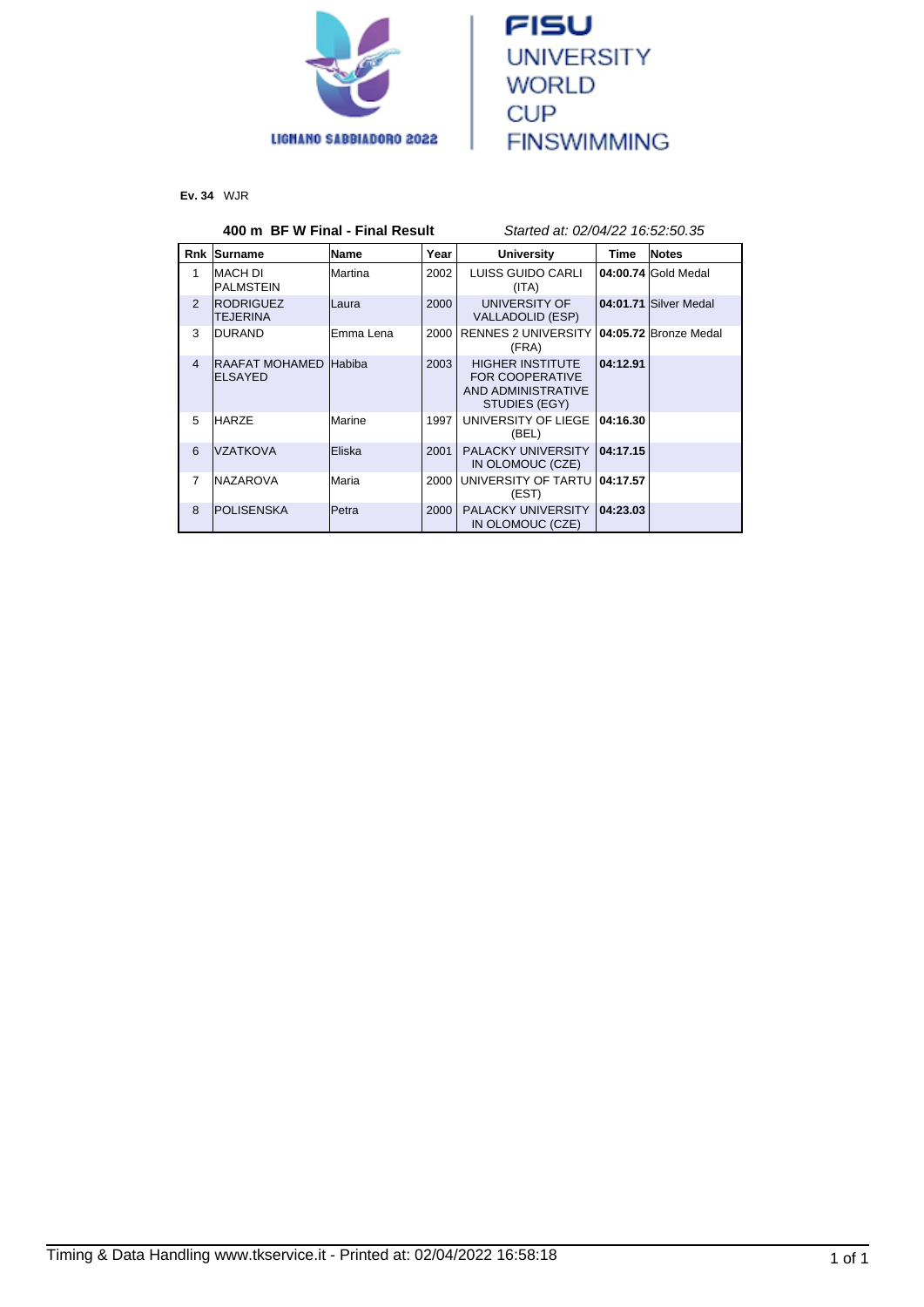FISU UNIVERSITY WORLD CUP FINSWIMMING

LIGNANO SABBIADORO 2022

**Ev. 34** WJR

**400 m BF W Final - Final Result** *Started at: 02/04/22 16:52:50.35*

| Rnk | Surname | Name | Year | University | Time | Notes |
|---|---|---|---|---|---|---|
| 1 | MACH DI PALMSTEIN | Martina | 2002 | LUISS GUIDO CARLI (ITA) | **04:00.74** | Gold Medal |
| 2 | RODRIGUEZ TEJERINA | Laura | 2000 | UNIVERSITY OF VALLADOLID (ESP) | **04:01.71** | Silver Medal |
| 3 | DURAND | Emma Lena | 2000 | RENNES 2 UNIVERSITY (FRA) | **04:05.72** | Bronze Medal |
| 4 | RAAFAT MOHAMED ELSAYED | Habiba | 2003 | HIGHER INSTITUTE FOR COOPERATIVE AND ADMINISTRATIVE STUDIES (EGY) | **04:12.91** | |
| 5 | HARZE | Marine | 1997 | UNIVERSITY OF LIEGE (BEL) | **04:16.30** | |
| 6 | VZATKOVA | Eliska | 2001 | PALACKY UNIVERSITY IN OLOMOUC (CZE) | **04:17.15** | |
| 7 | NAZAROVA | Maria | 2000 | UNIVERSITY OF TARTU (EST) | **04:17.57** | |
| 8 | POLISENSKA | Petra | 2000 | PALACKY UNIVERSITY IN OLOMOUC (CZE) | **04:23.03** | |

Timing & Data Handling www.tkservice.it - Printed at: 02/04/2022 16:58:18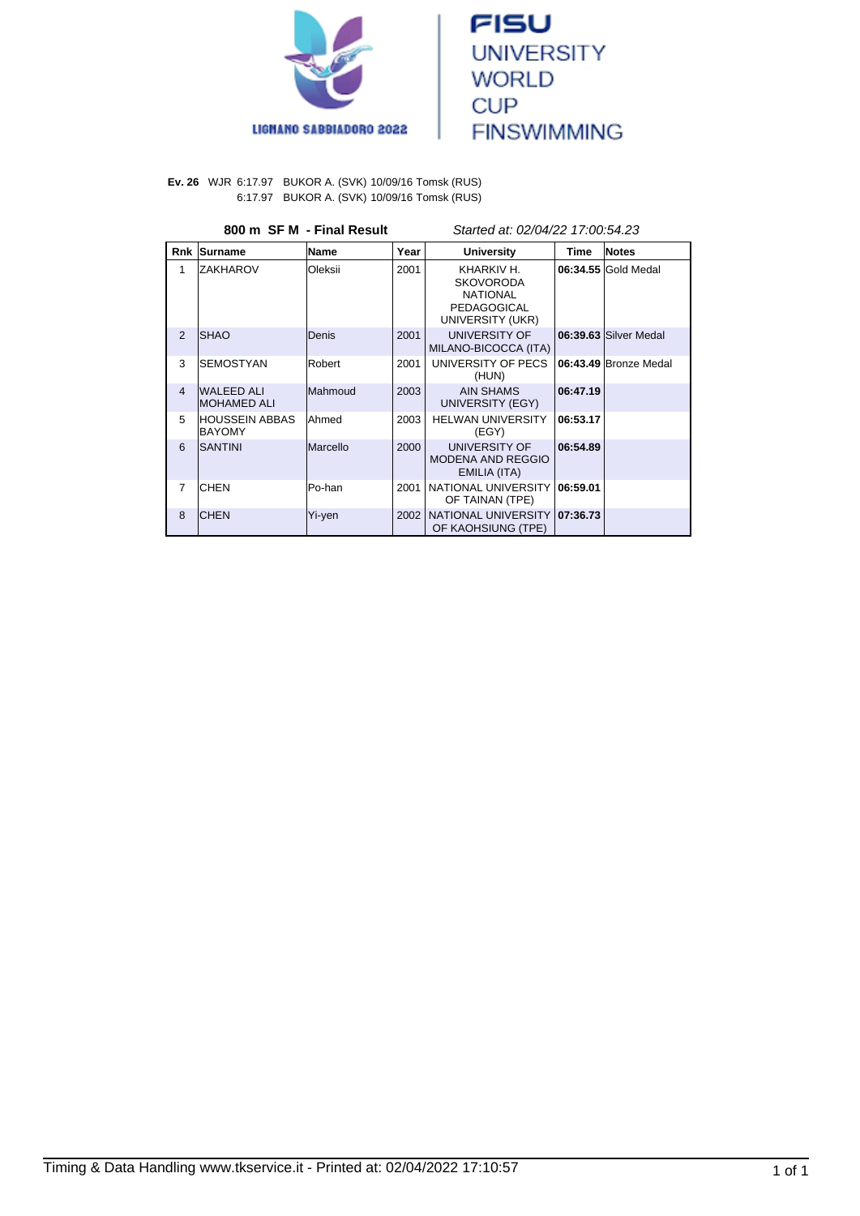LIGNANO SABBIADORO 2022

FISU UNIVERSITY WORLD CUP FINSWIMMING

**Ev. 26** WJR 6:17.97 BUKOR A. (SVK) 10/09/16 Tomsk (RUS)
6:17.97 BUKOR A. (SVK) 10/09/16 Tomsk (RUS)

**800 m SF M - Final Result** *Started at: 02/04/22 17:00:54.23*

| Rnk | Surname | Name | Year | University | Time | Notes |
|---|---|---|---|---|---|---|
| 1 | ZAKHAROV | Oleksii | 2001 | KHARKIV H. SKOVORODA NATIONAL PEDAGOGICAL UNIVERSITY (UKR) | **06:34.55** | Gold Medal |
| 2 | SHAO | Denis | 2001 | UNIVERSITY OF MILANO-BICOCCA (ITA) | **06:39.63** | Silver Medal |
| 3 | SEMOSTYAN | Robert | 2001 | UNIVERSITY OF PECS (HUN) | **06:43.49** | Bronze Medal |
| 4 | WALEED ALI MOHAMED ALI | Mahmoud | 2003 | AIN SHAMS UNIVERSITY (EGY) | **06:47.19** | |
| 5 | HOUSSEIN ABBAS BAYOMY | Ahmed | 2003 | HELWAN UNIVERSITY (EGY) | **06:53.17** | |
| 6 | SANTINI | Marcello | 2000 | UNIVERSITY OF MODENA AND REGGIO EMILIA (ITA) | **06:54.89** | |
| 7 | CHEN | Po-han | 2001 | NATIONAL UNIVERSITY OF TAINAN (TPE) | **06:59.01** | |
| 8 | CHEN | Yi-yen | 2002 | NATIONAL UNIVERSITY OF KAOHSIUNG (TPE) | **07:36.73** | |

Timing & Data Handling www.tkservice.it - Printed at: 02/04/2022 17:10:57